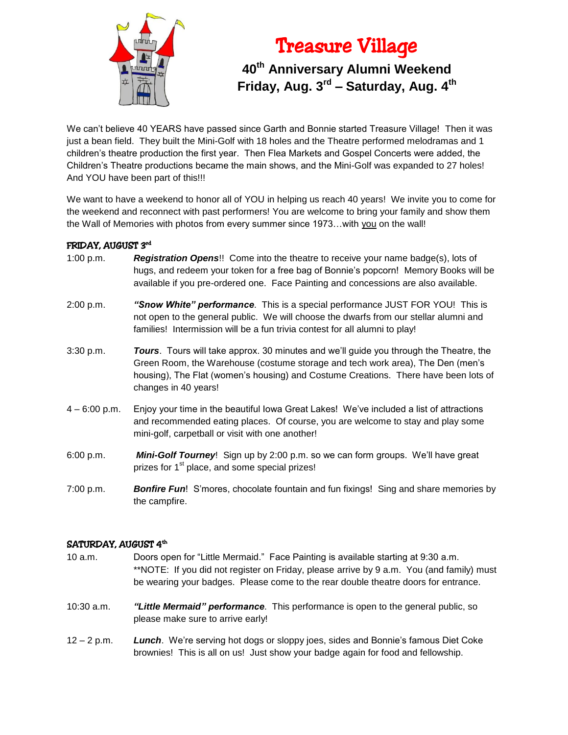# Treasure Village

## 40th Anniversary Alumni Weekend
## Friday, Aug. 3rd – Saturday, Aug. 4th

We can't believe 40 YEARS have passed since Garth and Bonnie started Treasure Village! Then it was just a bean field. They built the Mini-Golf with 18 holes and the Theatre performed melodramas and 1 children's theatre production the first year. Then Flea Markets and Gospel Concerts were added, the Children's Theatre productions became the main shows, and the Mini-Golf was expanded to 27 holes! And YOU have been part of this!!!

We want to have a weekend to honor all of YOU in helping us reach 40 years! We invite you to come for the weekend and reconnect with past performers! You are welcome to bring your family and show them the Wall of Memories with photos from every summer since 1973…with <u>you</u> on the wall!

### FRIDAY, AUGUST 3rd

1:00 p.m. ***Registration Opens***!! Come into the theatre to receive your name badge(s), lots of hugs, and redeem your token for a free bag of Bonnie's popcorn! Memory Books will be available if you pre-ordered one. Face Painting and concessions are also available.

2:00 p.m. ***"Snow White" performance***. This is a special performance JUST FOR YOU! This is not open to the general public. We will choose the dwarfs from our stellar alumni and families! Intermission will be a fun trivia contest for all alumni to play!

3:30 p.m. ***Tours***. Tours will take approx. 30 minutes and we'll guide you through the Theatre, the Green Room, the Warehouse (costume storage and tech work area), The Den (men's housing), The Flat (women's housing) and Costume Creations. There have been lots of changes in 40 years!

4 – 6:00 p.m. Enjoy your time in the beautiful Iowa Great Lakes! We've included a list of attractions and recommended eating places. Of course, you are welcome to stay and play some mini-golf, carpetball or visit with one another!

6:00 p.m. ***Mini-Golf Tourney***! Sign up by 2:00 p.m. so we can form groups. We'll have great prizes for 1st place, and some special prizes!

7:00 p.m. ***Bonfire Fun***! S'mores, chocolate fountain and fun fixings! Sing and share memories by the campfire.

### SATURDAY, AUGUST 4th

10 a.m. Doors open for "Little Mermaid." Face Painting is available starting at 9:30 a.m. **NOTE: If you did not register on Friday, please arrive by 9 a.m. You (and family) must be wearing your badges. Please come to the rear double theatre doors for entrance.

10:30 a.m. ***"Little Mermaid" performance***. This performance is open to the general public, so please make sure to arrive early!

12 – 2 p.m. ***Lunch***. We're serving hot dogs or sloppy joes, sides and Bonnie's famous Diet Coke brownies! This is all on us! Just show your badge again for food and fellowship.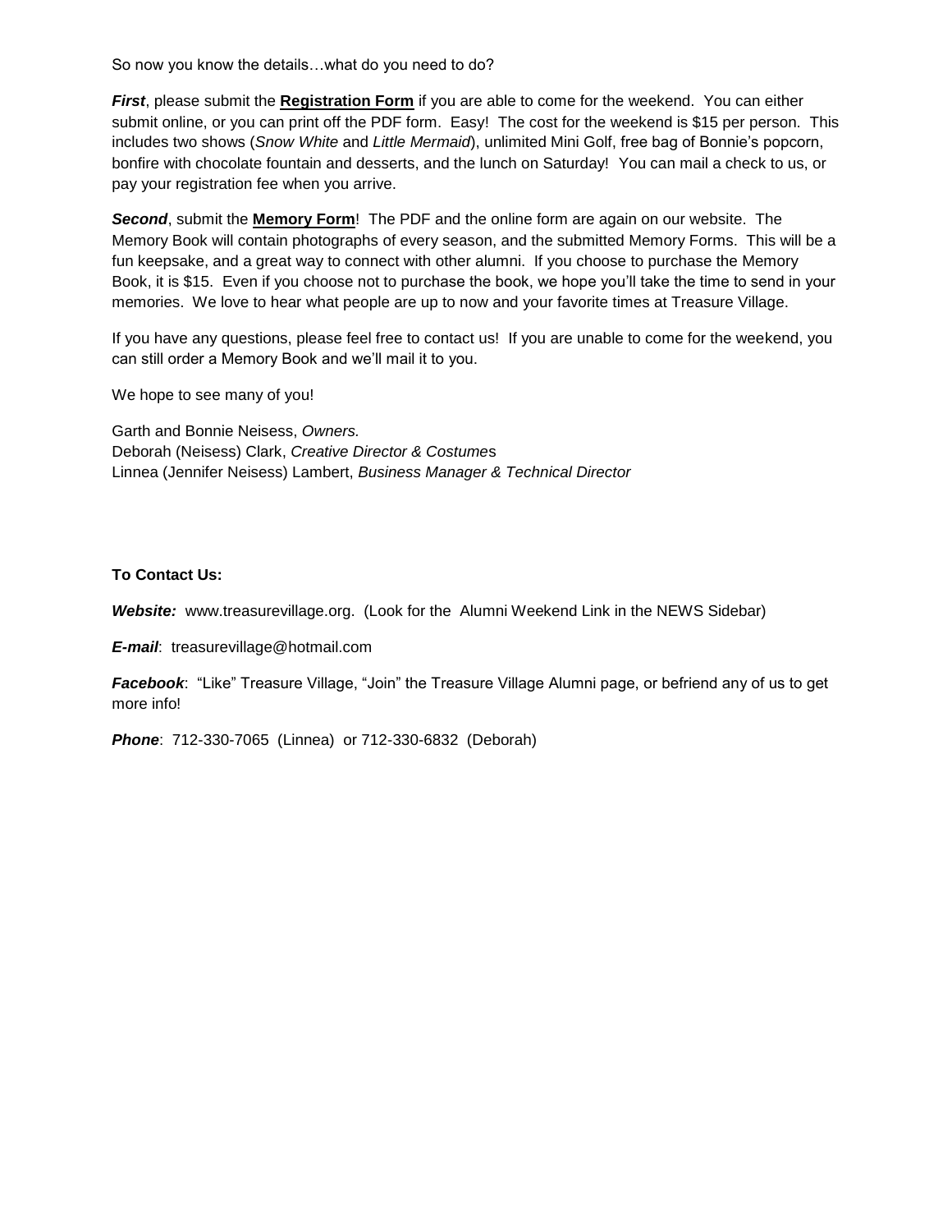So now you know the details…what do you need to do?

***First***, please submit the **Registration Form** if you are able to come for the weekend. You can either submit online, or you can print off the PDF form. Easy! The cost for the weekend is $15 per person. This includes two shows (*Snow White* and *Little Mermaid*), unlimited Mini Golf, free bag of Bonnie's popcorn, bonfire with chocolate fountain and desserts, and the lunch on Saturday! You can mail a check to us, or pay your registration fee when you arrive.

***Second***, submit the **Memory Form**! The PDF and the online form are again on our website. The Memory Book will contain photographs of every season, and the submitted Memory Forms. This will be a fun keepsake, and a great way to connect with other alumni. If you choose to purchase the Memory Book, it is $15. Even if you choose not to purchase the book, we hope you'll take the time to send in your memories. We love to hear what people are up to now and your favorite times at Treasure Village.

If you have any questions, please feel free to contact us! If you are unable to come for the weekend, you can still order a Memory Book and we'll mail it to you.

We hope to see many of you!

Garth and Bonnie Neisess, *Owners.*
Deborah (Neisess) Clark, *Creative Director & Costumes*
Linnea (Jennifer Neisess) Lambert, *Business Manager & Technical Director*

**To Contact Us:**

***Website:*** www.treasurevillage.org. (Look for the Alumni Weekend Link in the NEWS Sidebar)

***E-mail***: treasurevillage@hotmail.com

***Facebook***: "Like" Treasure Village, "Join" the Treasure Village Alumni page, or befriend any of us to get more info!

***Phone***: 712-330-7065 (Linnea) or 712-330-6832 (Deborah)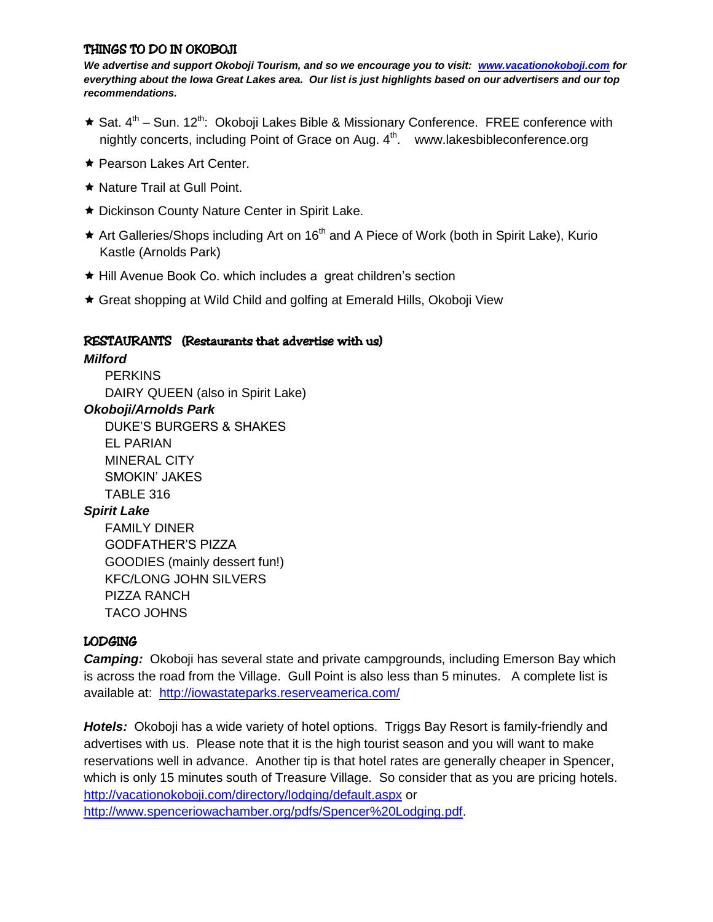## THINGS TO DO IN OKOBOJI

***We advertise and support Okoboji Tourism, and so we encourage you to visit: [www.vacationokoboji.com](http://www.vacationokoboji.com) for everything about the Iowa Great Lakes area. Our list is just highlights based on our advertisers and our top recommendations.***

- ★ Sat. 4th – Sun. 12th: Okoboji Lakes Bible & Missionary Conference. FREE conference with nightly concerts, including Point of Grace on Aug. 4th. www.lakesbibleconference.org
- ★ Pearson Lakes Art Center.
- ★ Nature Trail at Gull Point.
- ★ Dickinson County Nature Center in Spirit Lake.
- ★ Art Galleries/Shops including Art on 16th and A Piece of Work (both in Spirit Lake), Kurio Kastle (Arnolds Park)
- ★ Hill Avenue Book Co. which includes a great children's section
- ★ Great shopping at Wild Child and golfing at Emerald Hills, Okoboji View

## RESTAURANTS (Restaurants that advertise with us)

***Milford***

PERKINS
DAIRY QUEEN (also in Spirit Lake)

***Okoboji/Arnolds Park***

DUKE'S BURGERS & SHAKES
EL PARIAN
MINERAL CITY
SMOKIN' JAKES
TABLE 316

***Spirit Lake***

FAMILY DINER
GODFATHER'S PIZZA
GOODIES (mainly dessert fun!)
KFC/LONG JOHN SILVERS
PIZZA RANCH
TACO JOHNS

## LODGING

***Camping:*** Okoboji has several state and private campgrounds, including Emerson Bay which is across the road from the Village. Gull Point is also less than 5 minutes. A complete list is available at: [http://iowastateparks.reserveamerica.com/](http://iowastateparks.reserveamerica.com/)

***Hotels:*** Okoboji has a wide variety of hotel options. Triggs Bay Resort is family-friendly and advertises with us. Please note that it is the high tourist season and you will want to make reservations well in advance. Another tip is that hotel rates are generally cheaper in Spencer, which is only 15 minutes south of Treasure Village. So consider that as you are pricing hotels. [http://vacationokoboji.com/directory/lodging/default.aspx](http://vacationokoboji.com/directory/lodging/default.aspx) or [http://www.spenceriowachamber.org/pdfs/Spencer%20Lodging.pdf](http://www.spenceriowachamber.org/pdfs/Spencer%20Lodging.pdf).